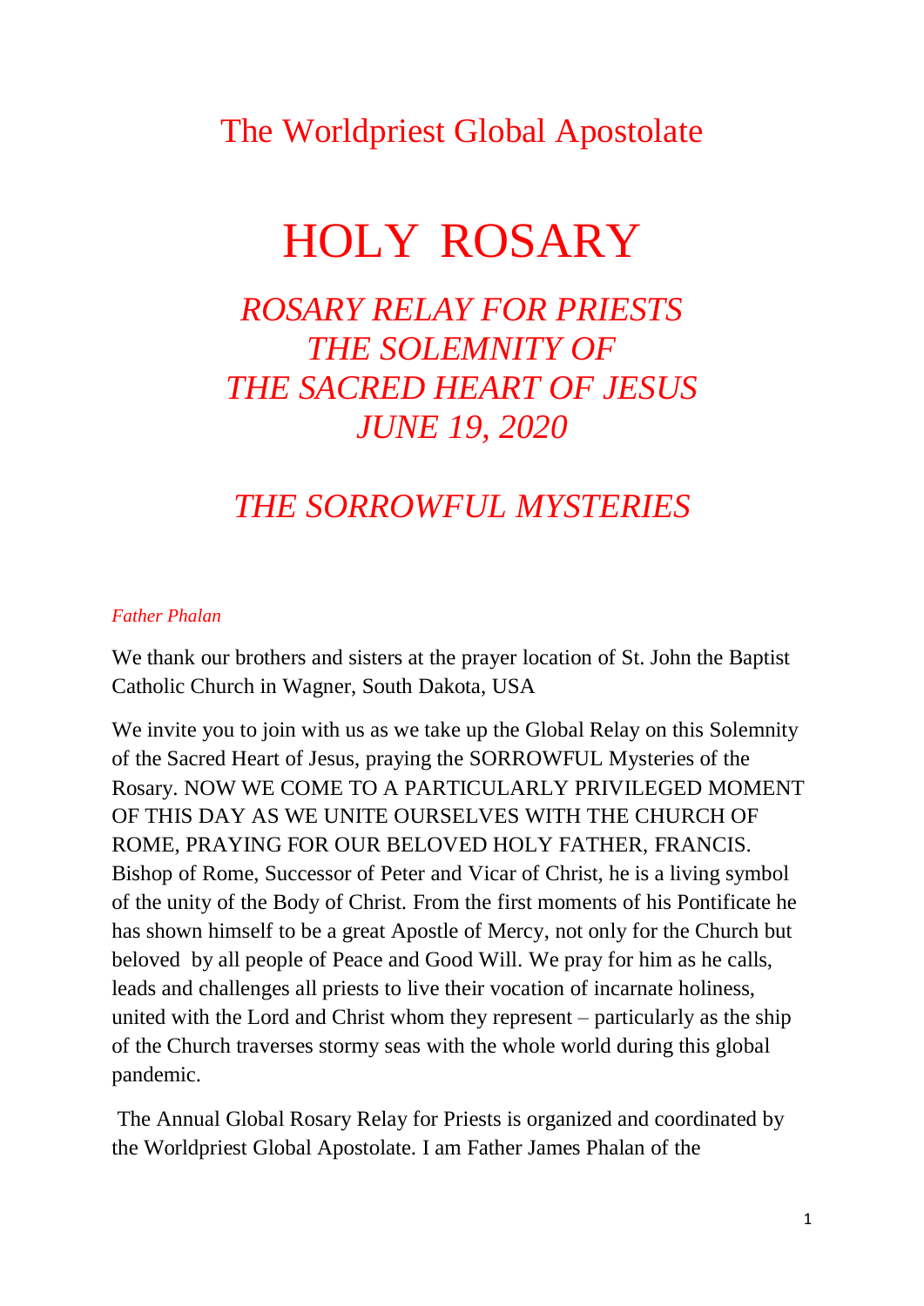The Worldpriest Global Apostolate

# HOLY ROSARY

## *ROSARY RELAY FOR PRIESTS THE SOLEMNITY OF THE SACRED HEART OF JESUS JUNE 19, 2020*

## *THE SORROWFUL MYSTERIES*

*Father Phalan*

We thank our brothers and sisters at the prayer location of St. John the Baptist Catholic Church in Wagner, South Dakota, USA

We invite you to join with us as we take up the Global Relay on this Solemnity of the Sacred Heart of Jesus, praying the SORROWFUL Mysteries of the Rosary. NOW WE COME TO A PARTICULARLY PRIVILEGED MOMENT OF THIS DAY AS WE UNITE OURSELVES WITH THE CHURCH OF ROME, PRAYING FOR OUR BELOVED HOLY FATHER, FRANCIS. Bishop of Rome, Successor of Peter and Vicar of Christ, he is a living symbol of the unity of the Body of Christ. From the first moments of his Pontificate he has shown himself to be a great Apostle of Mercy, not only for the Church but beloved by all people of Peace and Good Will. We pray for him as he calls, leads and challenges all priests to live their vocation of incarnate holiness, united with the Lord and Christ whom they represent – particularly as the ship of the Church traverses stormy seas with the whole world during this global pandemic.

The Annual Global Rosary Relay for Priests is organized and coordinated by the Worldpriest Global Apostolate. I am Father James Phalan of the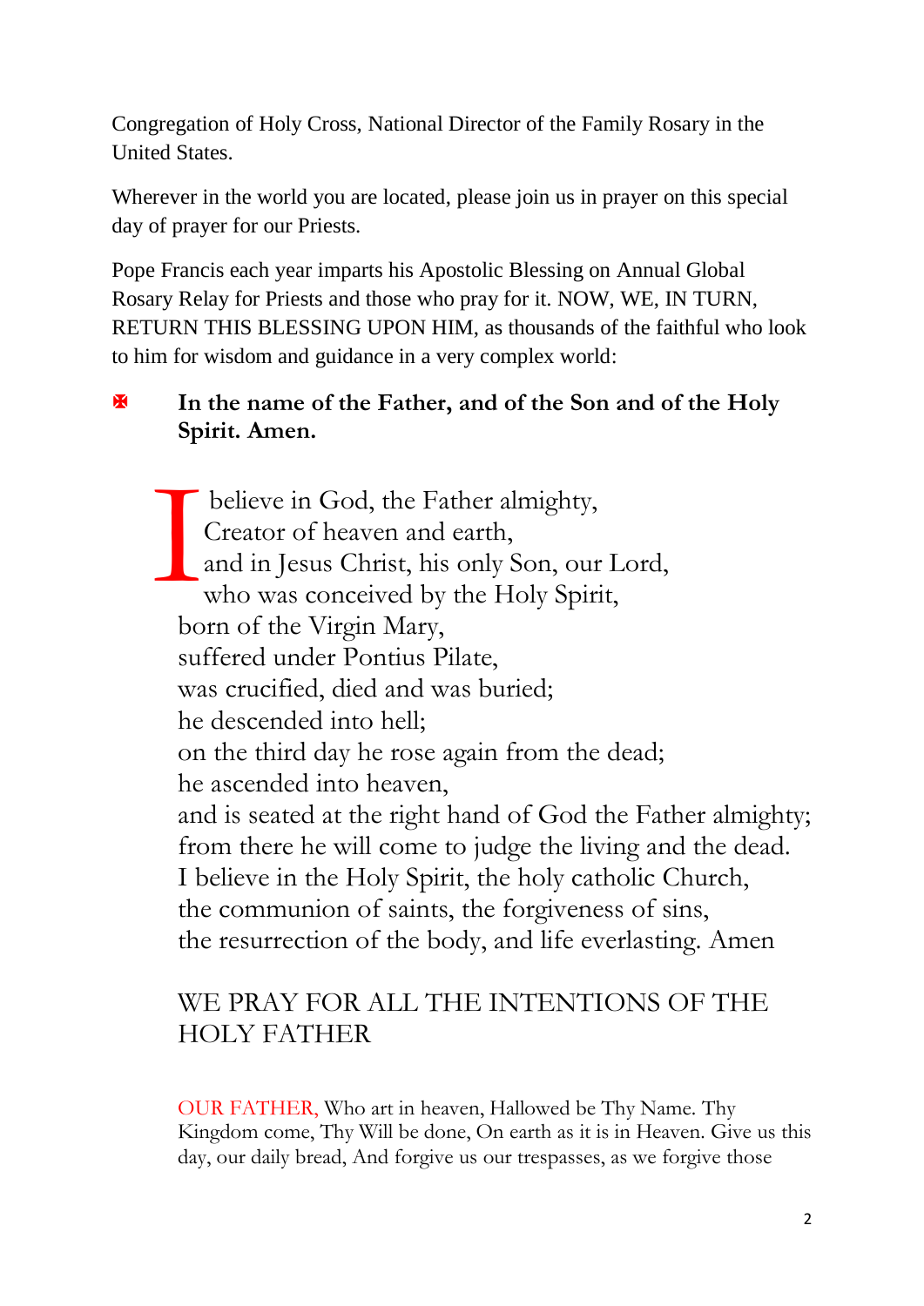Congregation of Holy Cross, National Director of the Family Rosary in the United States.

Wherever in the world you are located, please join us in prayer on this special day of prayer for our Priests.

Pope Francis each year imparts his Apostolic Blessing on Annual Global Rosary Relay for Priests and those who pray for it. NOW, WE, IN TURN, RETURN THIS BLESSING UPON HIM, as thousands of the faithful who look to him for wisdom and guidance in a very complex world:

✠ **In the name of the Father, and of the Son and of the Holy Spirit. Amen.**

I believe in God, the Father almighty,
Creator of heaven and earth,
and in Jesus Christ, his only Son, our Lord,
who was conceived by the Holy Spirit,
born of the Virgin Mary,
suffered under Pontius Pilate,
was crucified, died and was buried;
he descended into hell;
on the third day he rose again from the dead;
he ascended into heaven,
and is seated at the right hand of God the Father almighty;
from there he will come to judge the living and the dead.
I believe in the Holy Spirit, the holy catholic Church,
the communion of saints, the forgiveness of sins,
the resurrection of the body, and life everlasting. Amen

WE PRAY FOR ALL THE INTENTIONS OF THE HOLY FATHER

OUR FATHER, Who art in heaven, Hallowed be Thy Name. Thy Kingdom come, Thy Will be done, On earth as it is in Heaven. Give us this day, our daily bread, And forgive us our trespasses, as we forgive those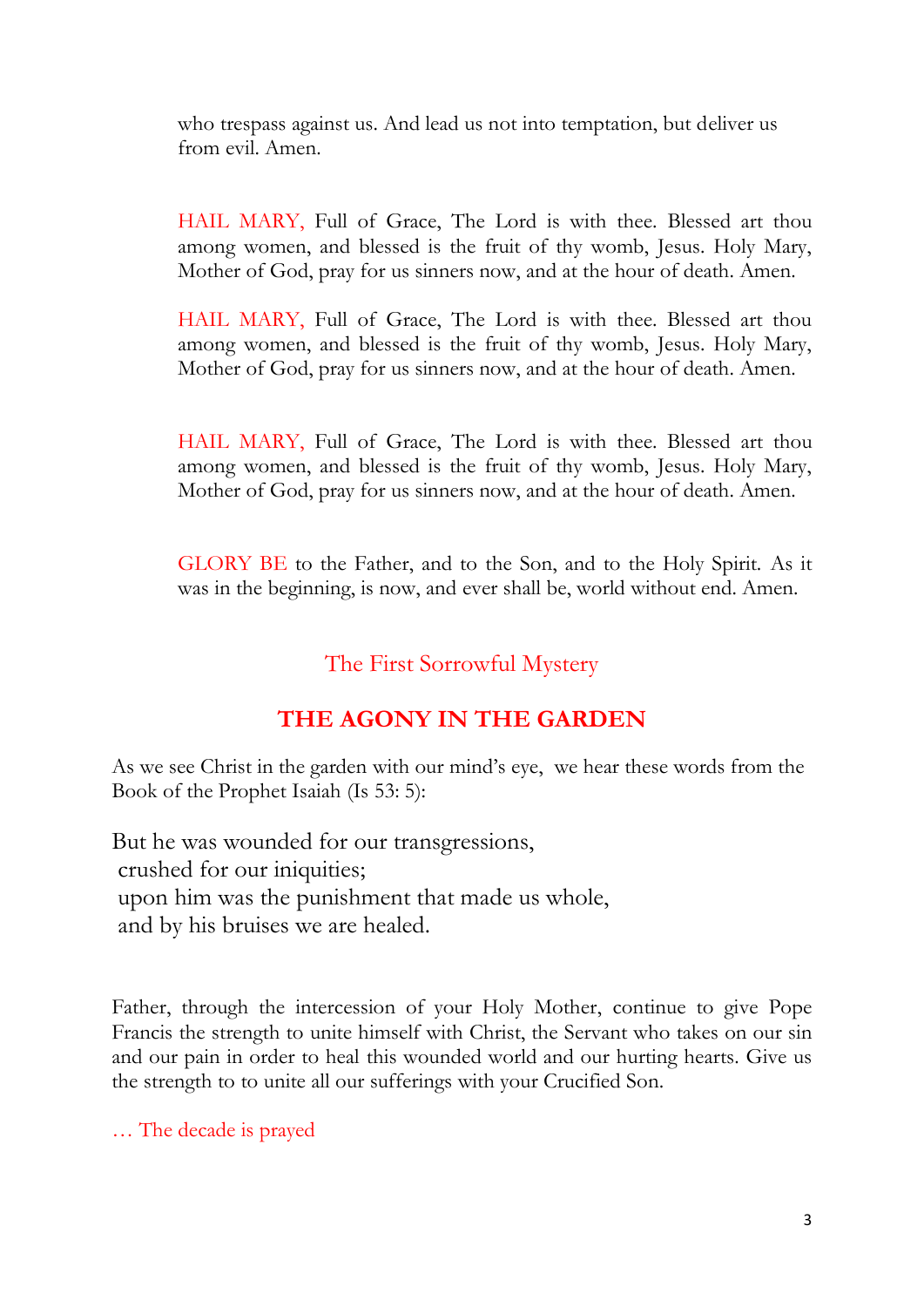who trespass against us. And lead us not into temptation, but deliver us from evil. Amen.

HAIL MARY, Full of Grace, The Lord is with thee. Blessed art thou among women, and blessed is the fruit of thy womb, Jesus. Holy Mary, Mother of God, pray for us sinners now, and at the hour of death. Amen.

HAIL MARY, Full of Grace, The Lord is with thee. Blessed art thou among women, and blessed is the fruit of thy womb, Jesus. Holy Mary, Mother of God, pray for us sinners now, and at the hour of death. Amen.

HAIL MARY, Full of Grace, The Lord is with thee. Blessed art thou among women, and blessed is the fruit of thy womb, Jesus. Holy Mary, Mother of God, pray for us sinners now, and at the hour of death. Amen.

GLORY BE to the Father, and to the Son, and to the Holy Spirit. As it was in the beginning, is now, and ever shall be, world without end. Amen.

## The First Sorrowful Mystery

## **THE AGONY IN THE GARDEN**

As we see Christ in the garden with our mind's eye, we hear these words from the Book of the Prophet Isaiah (Is 53: 5):

But he was wounded for our transgressions,
crushed for our iniquities;
upon him was the punishment that made us whole,
and by his bruises we are healed.

Father, through the intercession of your Holy Mother, continue to give Pope Francis the strength to unite himself with Christ, the Servant who takes on our sin and our pain in order to heal this wounded world and our hurting hearts. Give us the strength to to unite all our sufferings with your Crucified Son.

… The decade is prayed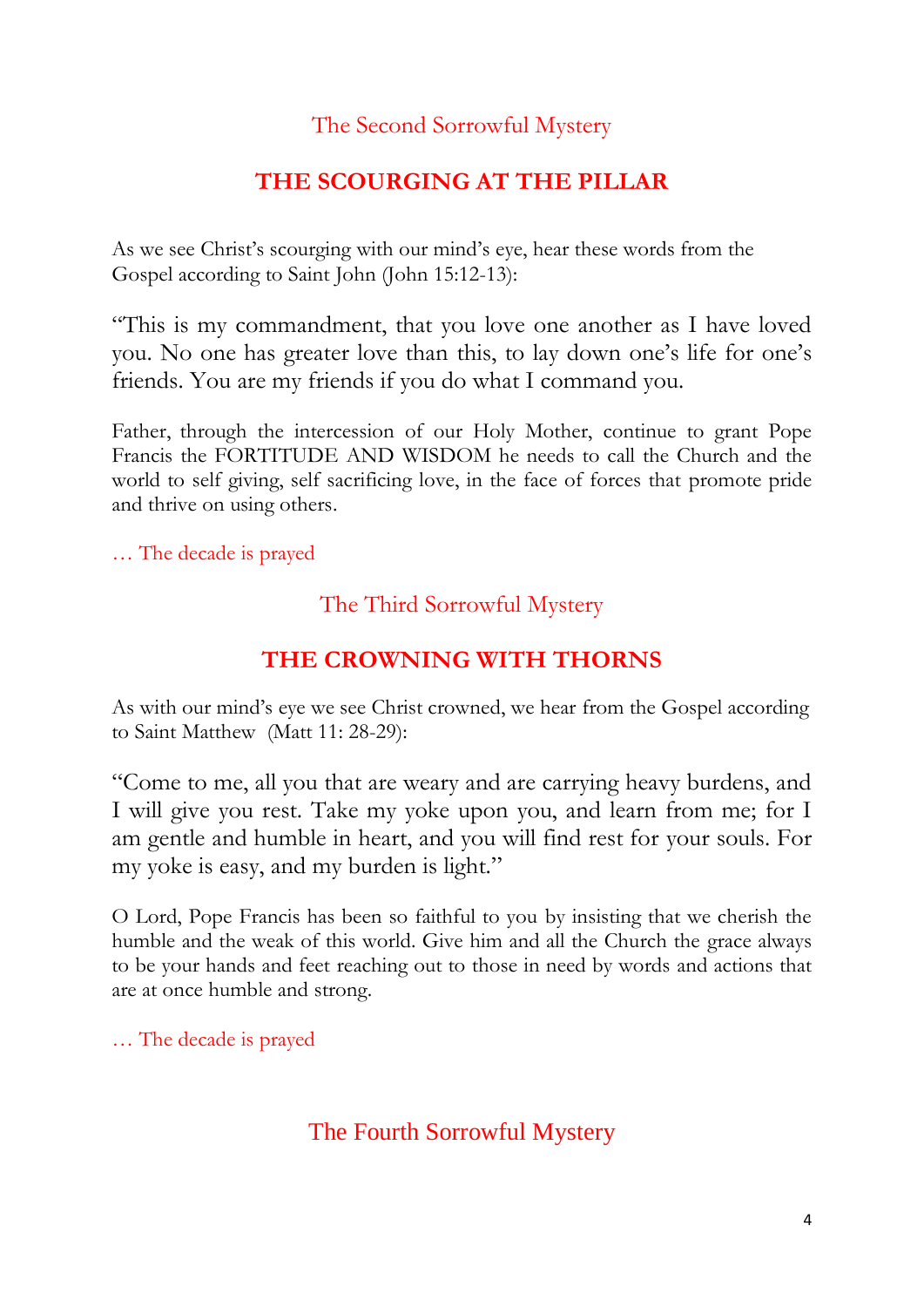### The Second Sorrowful Mystery

## THE SCOURGING AT THE PILLAR

As we see Christ's scourging with our mind's eye, hear these words from the Gospel according to Saint John (John 15:12-13):

"This is my commandment, that you love one another as I have loved you. No one has greater love than this, to lay down one's life for one's friends. You are my friends if you do what I command you.

Father, through the intercession of our Holy Mother, continue to grant Pope Francis the FORTITUDE AND WISDOM he needs to call the Church and the world to self giving, self sacrificing love, in the face of forces that promote pride and thrive on using others.

… The decade is prayed

### The Third Sorrowful Mystery

## THE CROWNING WITH THORNS

As with our mind's eye we see Christ crowned, we hear from the Gospel according to Saint Matthew (Matt 11: 28-29):

"Come to me, all you that are weary and are carrying heavy burdens, and I will give you rest. Take my yoke upon you, and learn from me; for I am gentle and humble in heart, and you will find rest for your souls. For my yoke is easy, and my burden is light."

O Lord, Pope Francis has been so faithful to you by insisting that we cherish the humble and the weak of this world. Give him and all the Church the grace always to be your hands and feet reaching out to those in need by words and actions that are at once humble and strong.

… The decade is prayed

### The Fourth Sorrowful Mystery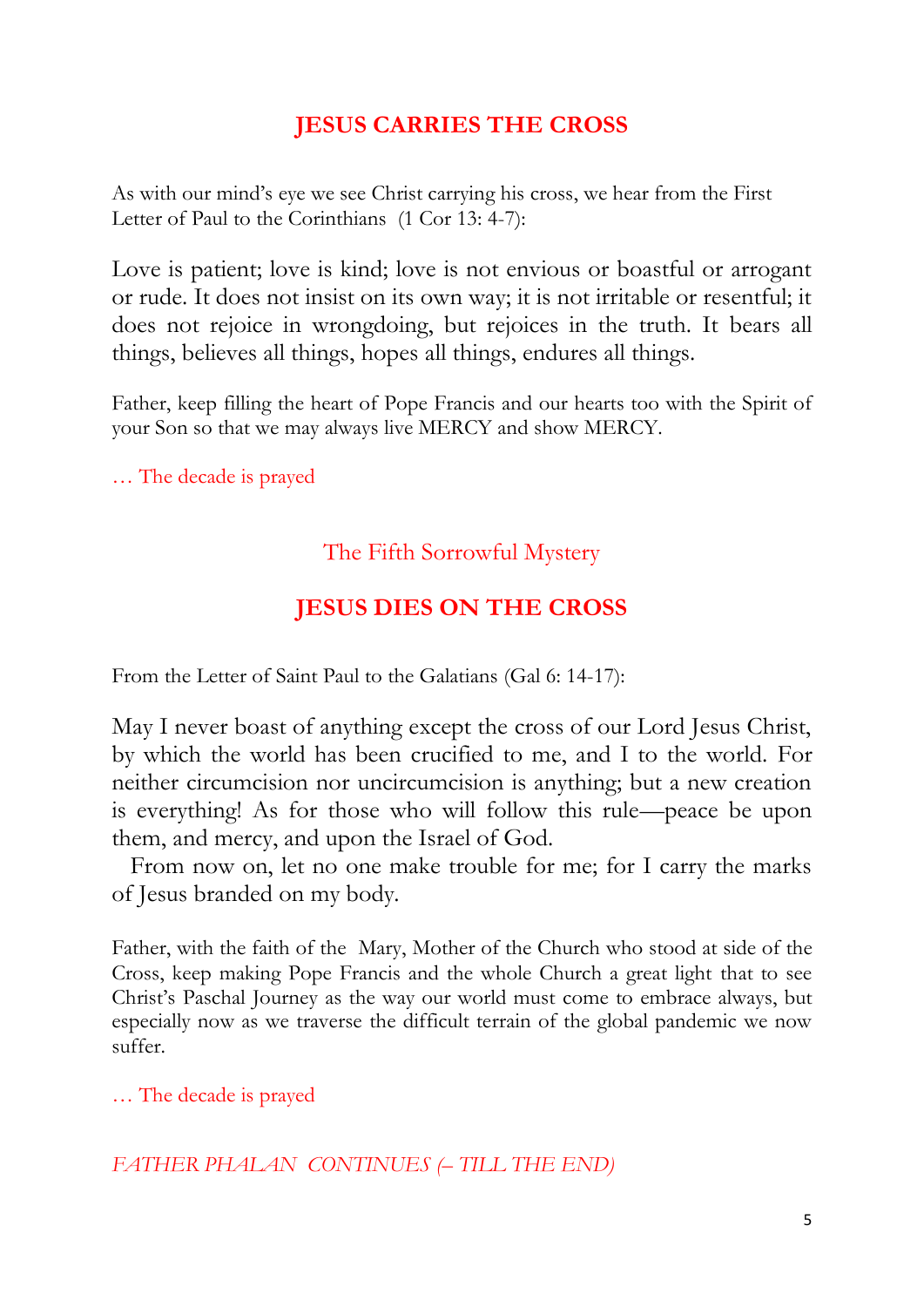## JESUS CARRIES THE CROSS

As with our mind's eye we see Christ carrying his cross, we hear from the First Letter of Paul to the Corinthians (1 Cor 13: 4-7):

Love is patient; love is kind; love is not envious or boastful or arrogant or rude. It does not insist on its own way; it is not irritable or resentful; it does not rejoice in wrongdoing, but rejoices in the truth. It bears all things, believes all things, hopes all things, endures all things.

Father, keep filling the heart of Pope Francis and our hearts too with the Spirit of your Son so that we may always live MERCY and show MERCY.

… The decade is prayed

The Fifth Sorrowful Mystery

## JESUS DIES ON THE CROSS

From the Letter of Saint Paul to the Galatians (Gal 6: 14-17):

May I never boast of anything except the cross of our Lord Jesus Christ, by which the world has been crucified to me, and I to the world. For neither circumcision nor uncircumcision is anything; but a new creation is everything! As for those who will follow this rule—peace be upon them, and mercy, and upon the Israel of God.

From now on, let no one make trouble for me; for I carry the marks of Jesus branded on my body.

Father, with the faith of the Mary, Mother of the Church who stood at side of the Cross, keep making Pope Francis and the whole Church a great light that to see Christ's Paschal Journey as the way our world must come to embrace always, but especially now as we traverse the difficult terrain of the global pandemic we now suffer.

… The decade is prayed

*FATHER PHALAN CONTINUES (– TILL THE END)*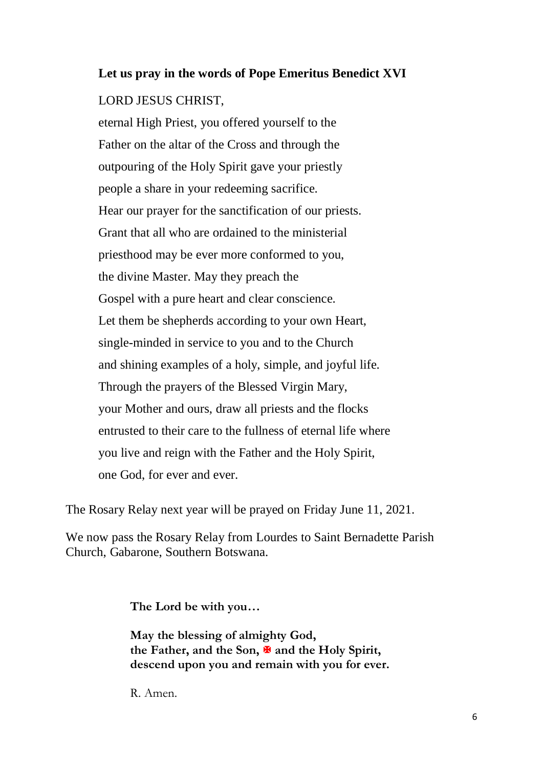**Let us pray in the words of Pope Emeritus Benedict XVI**

LORD JESUS CHRIST,
eternal High Priest, you offered yourself to the
Father on the altar of the Cross and through the
outpouring of the Holy Spirit gave your priestly
people a share in your redeeming sacrifice.
Hear our prayer for the sanctification of our priests.
Grant that all who are ordained to the ministerial
priesthood may be ever more conformed to you,
the divine Master. May they preach the
Gospel with a pure heart and clear conscience.
Let them be shepherds according to your own Heart,
single-minded in service to you and to the Church
and shining examples of a holy, simple, and joyful life.
Through the prayers of the Blessed Virgin Mary,
your Mother and ours, draw all priests and the flocks
entrusted to their care to the fullness of eternal life where
you live and reign with the Father and the Holy Spirit,
one God, for ever and ever.

The Rosary Relay next year will be prayed on Friday June 11, 2021.

We now pass the Rosary Relay from Lourdes to Saint Bernadette Parish Church, Gabarone, Southern Botswana.

**The Lord be with you…**

**May the blessing of almighty God,
the Father, and the Son, ✠ and the Holy Spirit,
descend upon you and remain with you for ever.**

R. Amen.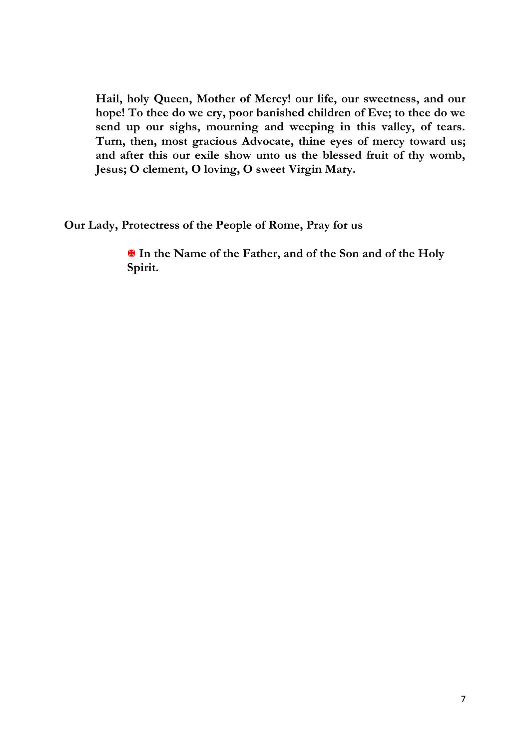**Hail, holy Queen, Mother of Mercy! our life, our sweetness, and our hope! To thee do we cry, poor banished children of Eve; to thee do we send up our sighs, mourning and weeping in this valley, of tears. Turn, then, most gracious Advocate, thine eyes of mercy toward us; and after this our exile show unto us the blessed fruit of thy womb, Jesus; O clement, O loving, O sweet Virgin Mary.**

**Our Lady, Protectress of the People of Rome, Pray for us**

**✠ In the Name of the Father, and of the Son and of the Holy Spirit.**